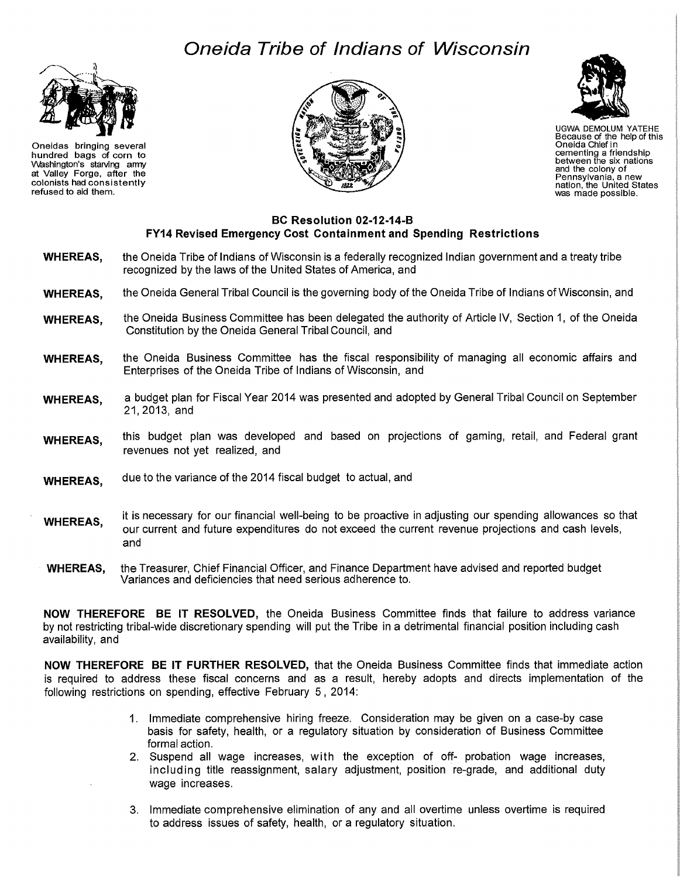# *Oneida Tribe of Indians of Wisconsin*

Oneidas bringing several hundred bags of corn to Washington's starving army at Valley Forge, after the colonists had consistently refused to aid them.

UGWA DEMOLUM YATEHE
Because of the help of this Oneida Chief in cementing a friendship between the six nations and the colony of Pennsylvania, a new nation, the United States was made possible.

## BC Resolution 02-12-14-B
## FY14 Revised Emergency Cost Containment and Spending Restrictions

**WHEREAS,** the Oneida Tribe of Indians of Wisconsin is a federally recognized Indian government and a treaty tribe recognized by the laws of the United States of America, and

**WHEREAS,** the Oneida General Tribal Council is the governing body of the Oneida Tribe of Indians of Wisconsin, and

**WHEREAS,** the Oneida Business Committee has been delegated the authority of Article IV, Section 1, of the Oneida Constitution by the Oneida General Tribal Council, and

**WHEREAS,** the Oneida Business Committee has the fiscal responsibility of managing all economic affairs and Enterprises of the Oneida Tribe of Indians of Wisconsin, and

**WHEREAS,** a budget plan for Fiscal Year 2014 was presented and adopted by General Tribal Council on September 21, 2013, and

**WHEREAS,** this budget plan was developed and based on projections of gaming, retail, and Federal grant revenues not yet realized, and

**WHEREAS,** due to the variance of the 2014 fiscal budget to actual, and

**WHEREAS,** it is necessary for our financial well-being to be proactive in adjusting our spending allowances so that our current and future expenditures do not exceed the current revenue projections and cash levels, and

**WHEREAS,** the Treasurer, Chief Financial Officer, and Finance Department have advised and reported budget Variances and deficiencies that need serious adherence to.

**NOW THEREFORE BE IT RESOLVED,** the Oneida Business Committee finds that failure to address variance by not restricting tribal-wide discretionary spending will put the Tribe in a detrimental financial position including cash availability, and

**NOW THEREFORE BE IT FURTHER RESOLVED,** that the Oneida Business Committee finds that immediate action is required to address these fiscal concerns and as a result, hereby adopts and directs implementation of the following restrictions on spending, effective February 5, 2014:

1. Immediate comprehensive hiring freeze. Consideration may be given on a case-by case basis for safety, health, or a regulatory situation by consideration of Business Committee formal action.
2. Suspend all wage increases, with the exception of off- probation wage increases, including title reassignment, salary adjustment, position re-grade, and additional duty wage increases.
3. Immediate comprehensive elimination of any and all overtime unless overtime is required to address issues of safety, health, or a regulatory situation.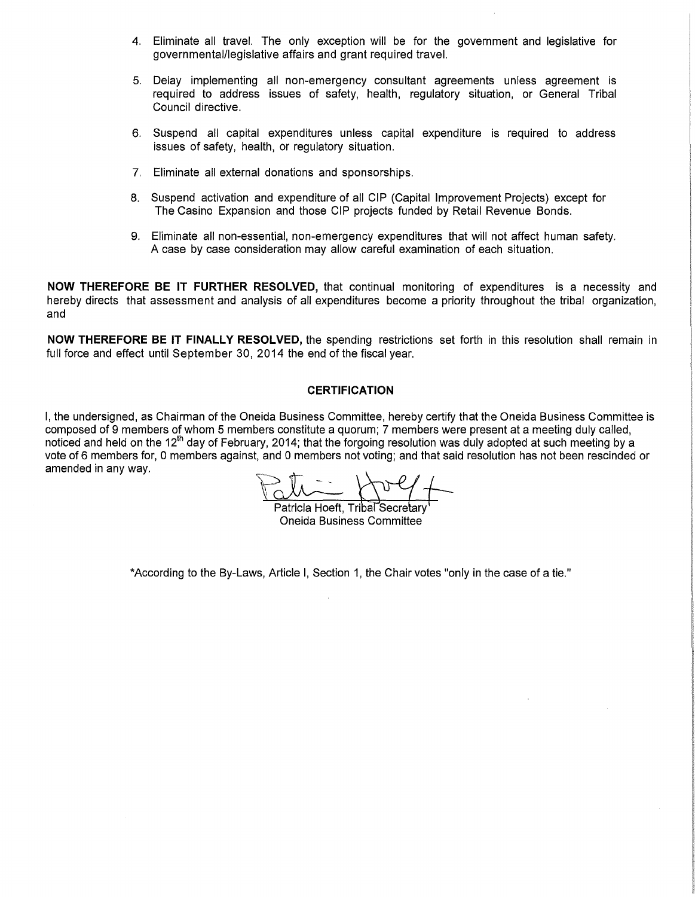4. Eliminate all travel. The only exception will be for the government and legislative for governmental/legislative affairs and grant required travel.

5. Delay implementing all non-emergency consultant agreements unless agreement is required to address issues of safety, health, regulatory situation, or General Tribal Council directive.

6. Suspend all capital expenditures unless capital expenditure is required to address issues of safety, health, or regulatory situation.

7. Eliminate all external donations and sponsorships.

8. Suspend activation and expenditure of all CIP (Capital Improvement Projects) except for The Casino Expansion and those CIP projects funded by Retail Revenue Bonds.

9. Eliminate all non-essential, non-emergency expenditures that will not affect human safety. A case by case consideration may allow careful examination of each situation.

**NOW THEREFORE BE IT FURTHER RESOLVED,** that continual monitoring of expenditures is a necessity and hereby directs that assessment and analysis of all expenditures become a priority throughout the tribal organization, and

**NOW THEREFORE BE IT FINALLY RESOLVED,** the spending restrictions set forth in this resolution shall remain in full force and effect until September 30, 2014 the end of the fiscal year.

## CERTIFICATION

I, the undersigned, as Chairman of the Oneida Business Committee, hereby certify that the Oneida Business Committee is composed of 9 members of whom 5 members constitute a quorum; 7 members were present at a meeting duly called, noticed and held on the 12th day of February, 2014; that the forgoing resolution was duly adopted at such meeting by a vote of 6 members for, 0 members against, and 0 members not voting; and that said resolution has not been rescinded or amended in any way.

Patricia Hoeft, Tribal Secretary
Oneida Business Committee

*According to the By-Laws, Article I, Section 1, the Chair votes "only in the case of a tie."